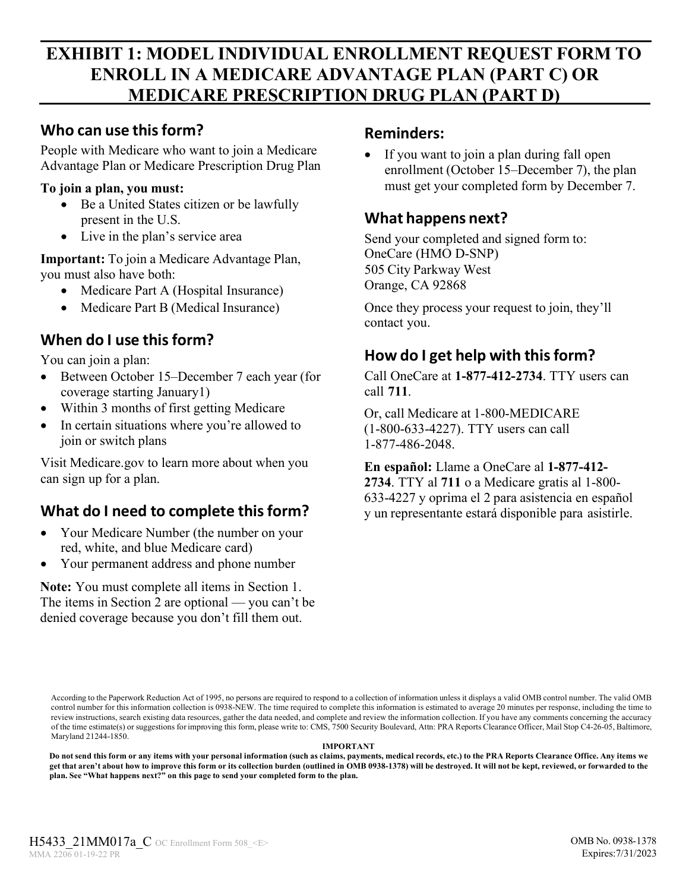# EXHIBIT 1: MODEL INDIVIDUAL ENROLLMENT REQUEST FORM TO ENROLL IN A MEDICARE ADVANTAGE PLAN (PART C) OR MEDICARE PRESCRIPTION DRUG PLAN (PART D)

## Who can use this form?

People with Medicare who want to join a Medicare Advantage Plan or Medicare Prescription Drug Plan

**To join a plan, you must:**

- Be a United States citizen or be lawfully present in the U.S.
- Live in the plan's service area

**Important:** To join a Medicare Advantage Plan, you must also have both:

- Medicare Part A (Hospital Insurance)
- Medicare Part B (Medical Insurance)

## When do I use this form?

You can join a plan:

- Between October 15–December 7 each year (for coverage starting January1)
- Within 3 months of first getting Medicare
- In certain situations where you're allowed to join or switch plans

Visit Medicare.gov to learn more about when you can sign up for a plan.

## What do I need to complete this form?

- Your Medicare Number (the number on your red, white, and blue Medicare card)
- Your permanent address and phone number

**Note:** You must complete all items in Section 1. The items in Section 2 are optional — you can't be denied coverage because you don't fill them out.

## Reminders:

- If you want to join a plan during fall open enrollment (October 15–December 7), the plan must get your completed form by December 7.

## What happens next?

Send your completed and signed form to:
OneCare (HMO D-SNP)
505 City Parkway West
Orange, CA 92868

Once they process your request to join, they'll contact you.

## How do I get help with this form?

Call OneCare at **1-877-412-2734**. TTY users can call **711**.

Or, call Medicare at 1-800-MEDICARE (1-800-633-4227). TTY users can call 1-877-486-2048.

**En español:** Llame a OneCare al **1-877-412-2734**. TTY al **711** o a Medicare gratis al 1-800-633-4227 y oprima el 2 para asistencia en español y un representante estará disponible para asistirle.

According to the Paperwork Reduction Act of 1995, no persons are required to respond to a collection of information unless it displays a valid OMB control number. The valid OMB control number for this information collection is 0938-NEW. The time required to complete this information is estimated to average 20 minutes per response, including the time to review instructions, search existing data resources, gather the data needed, and complete and review the information collection. If you have any comments concerning the accuracy of the time estimate(s) or suggestions for improving this form, please write to: CMS, 7500 Security Boulevard, Attn: PRA Reports Clearance Officer, Mail Stop C4-26-05, Baltimore, Maryland 21244-1850.

**IMPORTANT**

**Do not send this form or any items with your personal information (such as claims, payments, medical records, etc.) to the PRA Reports Clearance Office. Any items we get that aren't about how to improve this form or its collection burden (outlined in OMB 0938-1378) will be destroyed. It will not be kept, reviewed, or forwarded to the plan. See "What happens next?" on this page to send your completed form to the plan.**

H5433_21MM017a_C OC Enrollment Form 508_<E>
MMA 2206 01-19-22 PR

OMB No. 0938-1378
Expires:7/31/2023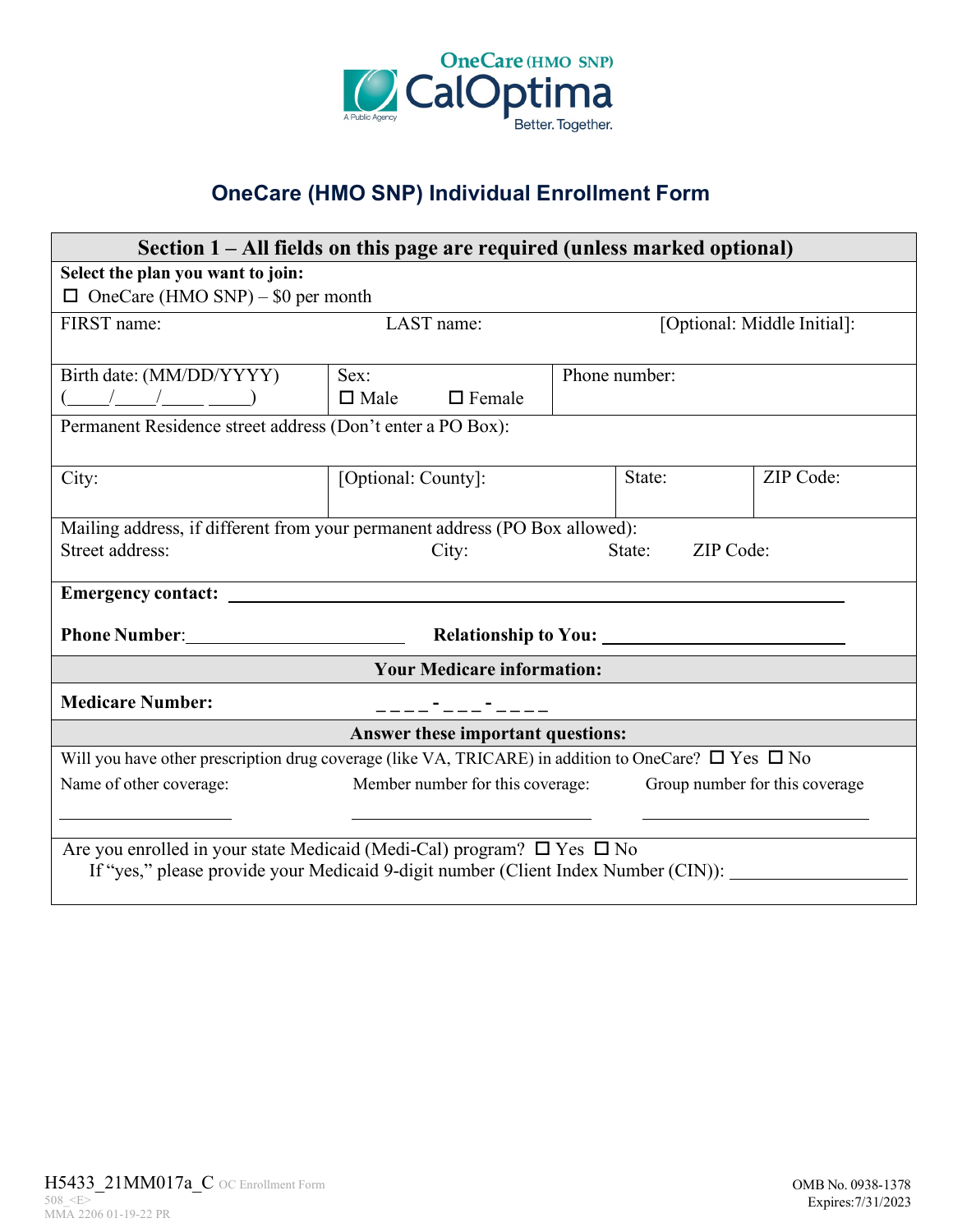OneCare (HMO SNP)
CalOptima
A Public Agency
Better. Together.

## OneCare (HMO SNP) Individual Enrollment Form

### Section 1 – All fields on this page are required (unless marked optional)

**Select the plan you want to join:**

☐ OneCare (HMO SNP) – $0 per month

| FIRST name: | LAST name: | [Optional: Middle Initial]: |
|---|---|---|

| Birth date: (MM/DD/YYYY) (\_\_\_\_/\_\_\_\_/\_\_\_\_ \_\_\_\_) | Sex: ☐ Male ☐ Female | Phone number: |
|---|---|---|

Permanent Residence street address (Don't enter a PO Box):

| City: | [Optional: County]: | State: | ZIP Code: |
|---|---|---|---|

Mailing address, if different from your permanent address (PO Box allowed):

Street address: City: State: ZIP Code:

**Emergency contact:** \_\_\_\_\_\_\_\_\_\_\_\_\_\_\_\_\_\_\_\_\_\_\_\_\_\_\_\_\_\_\_\_\_\_\_\_\_\_\_\_\_\_\_\_

**Phone Number**:\_\_\_\_\_\_\_\_\_\_\_\_\_\_\_\_\_\_\_\_\_\_\_\_ **Relationship to You:** \_\_\_\_\_\_\_\_\_\_\_\_\_\_\_\_\_\_\_\_\_\_\_\_

**Your Medicare information:**

**Medicare Number:** \_ \_ \_ \_ - \_ \_ \_ - \_ \_ \_ \_

**Answer these important questions:**

Will you have other prescription drug coverage (like VA, TRICARE) in addition to OneCare? ☐ Yes ☐ No

| Name of other coverage: | Member number for this coverage: | Group number for this coverage |
|---|---|---|
| \_\_\_\_\_\_\_\_\_\_\_\_\_\_\_\_\_\_ | \_\_\_\_\_\_\_\_\_\_\_\_\_\_\_\_\_\_\_\_\_\_\_\_ | \_\_\_\_\_\_\_\_\_\_\_\_\_\_\_\_\_\_\_\_\_\_\_\_ |

Are you enrolled in your state Medicaid (Medi-Cal) program? ☐ Yes ☐ No

If "yes," please provide your Medicaid 9-digit number (Client Index Number (CIN)): \_\_\_\_\_\_\_\_\_\_\_\_\_\_\_\_\_\_\_\_

H5433_21MM017a_C OC Enrollment Form
508_<E>
MMA 2206 01-19-22 PR

OMB No. 0938-1378
Expires:7/31/2023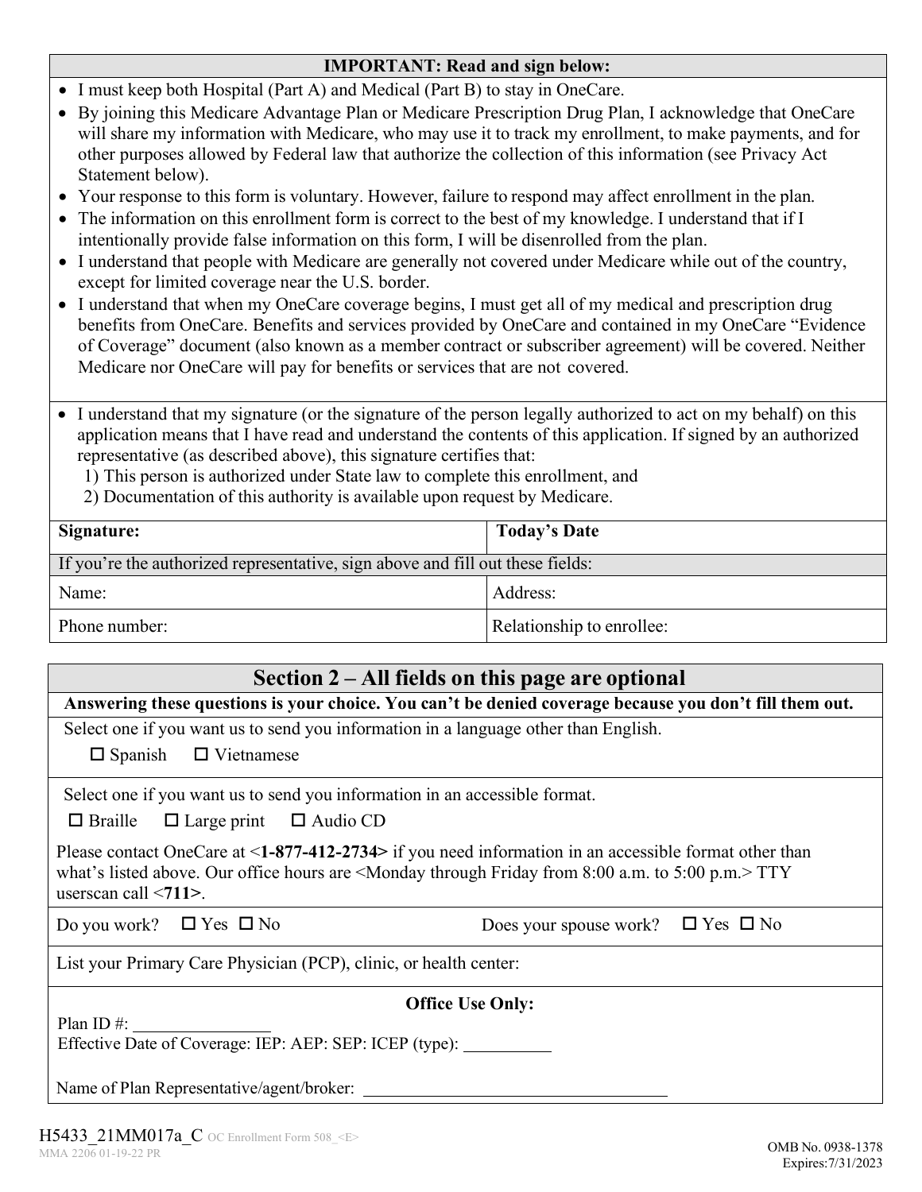**IMPORTANT: Read and sign below:**

- I must keep both Hospital (Part A) and Medical (Part B) to stay in OneCare.
- By joining this Medicare Advantage Plan or Medicare Prescription Drug Plan, I acknowledge that OneCare will share my information with Medicare, who may use it to track my enrollment, to make payments, and for other purposes allowed by Federal law that authorize the collection of this information (see Privacy Act Statement below).
- Your response to this form is voluntary. However, failure to respond may affect enrollment in the plan.
- The information on this enrollment form is correct to the best of my knowledge. I understand that if I intentionally provide false information on this form, I will be disenrolled from the plan.
- I understand that people with Medicare are generally not covered under Medicare while out of the country, except for limited coverage near the U.S. border.
- I understand that when my OneCare coverage begins, I must get all of my medical and prescription drug benefits from OneCare. Benefits and services provided by OneCare and contained in my OneCare "Evidence of Coverage" document (also known as a member contract or subscriber agreement) will be covered. Neither Medicare nor OneCare will pay for benefits or services that are not covered.

- I understand that my signature (or the signature of the person legally authorized to act on my behalf) on this application means that I have read and understand the contents of this application. If signed by an authorized representative (as described above), this signature certifies that:
  1) This person is authorized under State law to complete this enrollment, and
  2) Documentation of this authority is available upon request by Medicare.

| **Signature:** | **Today's Date** |
|---|---|
| If you're the authorized representative, sign above and fill out these fields: | |
| Name: | Address: |
| Phone number: | Relationship to enrollee: |

## Section 2 – All fields on this page are optional

**Answering these questions is your choice. You can't be denied coverage because you don't fill them out.**

Select one if you want us to send you information in a language other than English.

☐ Spanish ☐ Vietnamese

Select one if you want us to send you information in an accessible format.

☐ Braille ☐ Large print ☐ Audio CD

Please contact OneCare at <**1-877-412-2734**> if you need information in an accessible format other than what's listed above. Our office hours are <Monday through Friday from 8:00 a.m. to 5:00 p.m.> TTY userscan call <**711**>.

Do you work? ☐ Yes ☐ No Does your spouse work? ☐ Yes ☐ No

List your Primary Care Physician (PCP), clinic, or health center:

**Office Use Only:**

Plan ID #: ________________

Effective Date of Coverage: IEP: AEP: SEP: ICEP (type): __________

Name of Plan Representative/agent/broker: ____________________________________

H5433_21MM017a_C OC Enrollment Form 508_<E>
MMA 2206 01-19-22 PR

OMB No. 0938-1378
Expires:7/31/2023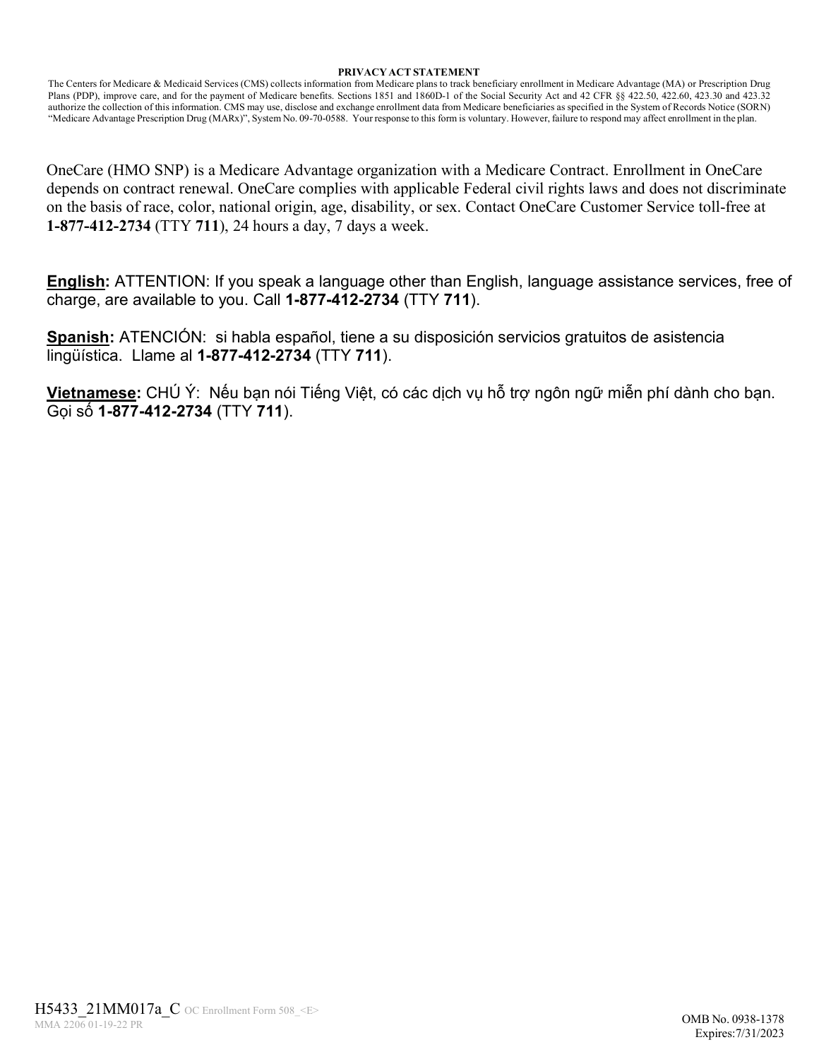**PRIVACY ACT STATEMENT**

The Centers for Medicare & Medicaid Services (CMS) collects information from Medicare plans to track beneficiary enrollment in Medicare Advantage (MA) or Prescription Drug Plans (PDP), improve care, and for the payment of Medicare benefits. Sections 1851 and 1860D-1 of the Social Security Act and 42 CFR §§ 422.50, 422.60, 423.30 and 423.32 authorize the collection of this information. CMS may use, disclose and exchange enrollment data from Medicare beneficiaries as specified in the System of Records Notice (SORN) "Medicare Advantage Prescription Drug (MARx)", System No. 09-70-0588. Your response to this form is voluntary. However, failure to respond may affect enrollment in the plan.

OneCare (HMO SNP) is a Medicare Advantage organization with a Medicare Contract. Enrollment in OneCare depends on contract renewal. OneCare complies with applicable Federal civil rights laws and does not discriminate on the basis of race, color, national origin, age, disability, or sex. Contact OneCare Customer Service toll-free at **1-877-412-2734** (TTY **711**), 24 hours a day, 7 days a week.

**English:** ATTENTION: If you speak a language other than English, language assistance services, free of charge, are available to you. Call **1-877-412-2734** (TTY **711**).

**Spanish:** ATENCIÓN: si habla español, tiene a su disposición servicios gratuitos de asistencia lingüística. Llame al **1-877-412-2734** (TTY **711**).

**Vietnamese:** CHÚ Ý: Nếu bạn nói Tiếng Việt, có các dịch vụ hỗ trợ ngôn ngữ miễn phí dành cho bạn. Gọi số **1-877-412-2734** (TTY **711**).

H5433_21MM017a_C OC Enrollment Form 508_<E>
MMA 2206 01-19-22 PR

OMB No. 0938-1378
Expires:7/31/2023